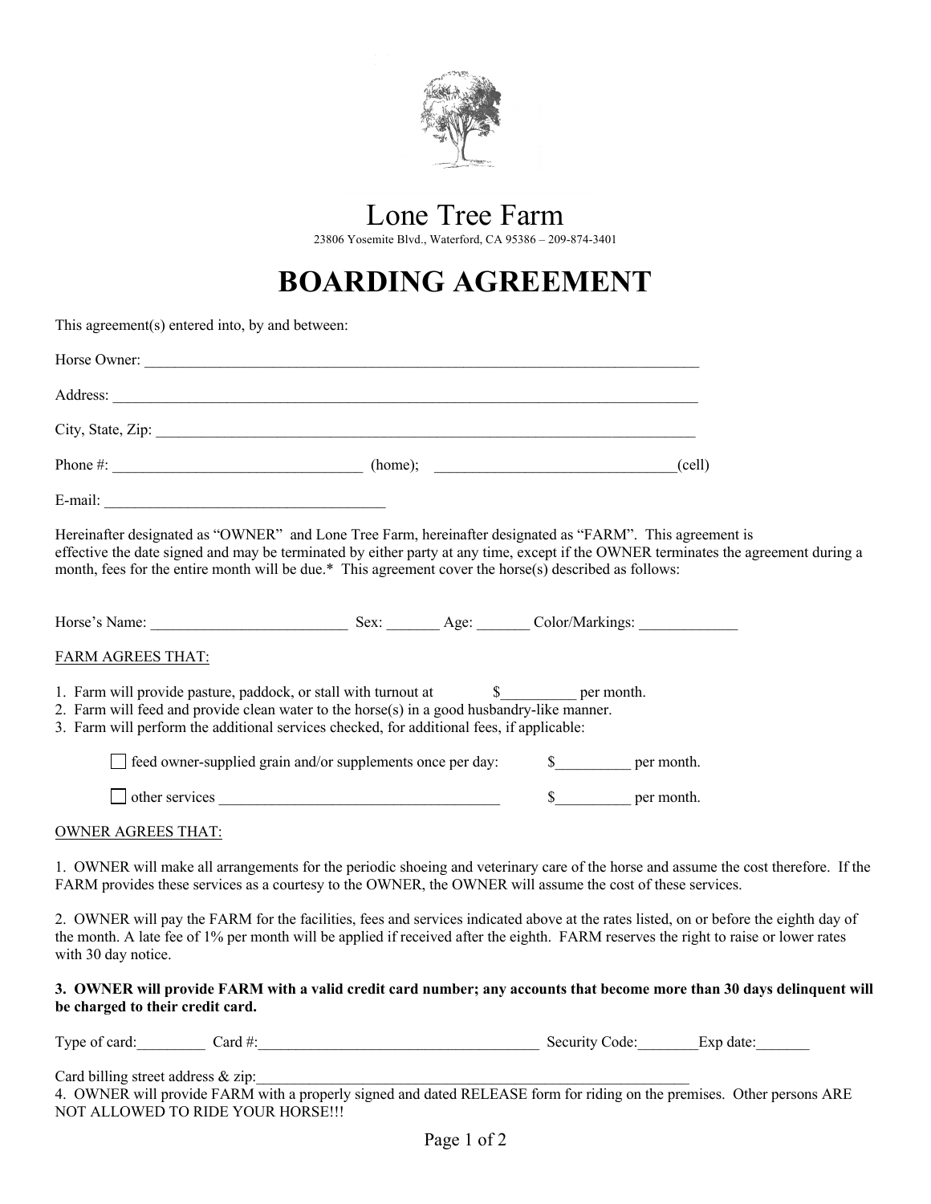# Lone Tree Farm

23806 Yosemite Blvd., Waterford, CA 95386 – 209-874-3401

# BOARDING AGREEMENT

This agreement(s) entered into, by and between:

Horse Owner: ___________________________________________________________________________

Address: ______________________________________________________________________________

City, State, Zip: _________________________________________________________________________

Phone #: _________________________________ (home); _______________________________(cell)

E-mail: _____________________________________

Hereinafter designated as "OWNER" and Lone Tree Farm, hereinafter designated as "FARM". This agreement is effective the date signed and may be terminated by either party at any time, except if the OWNER terminates the agreement during a month, fees for the entire month will be due.* This agreement cover the horse(s) described as follows:

Horse's Name: __________________________ Sex: _______ Age: _______ Color/Markings: _____________

FARM AGREES THAT:

1. Farm will provide pasture, paddock, or stall with turnout at $__________ per month.
2. Farm will feed and provide clean water to the horse(s) in a good husbandry-like manner.
3. Farm will perform the additional services checked, for additional fees, if applicable:

☐ feed owner-supplied grain and/or supplements once per day: $__________ per month.

☐ other services _____________________________________ $__________ per month.

OWNER AGREES THAT:

1. OWNER will make all arrangements for the periodic shoeing and veterinary care of the horse and assume the cost therefore. If the FARM provides these services as a courtesy to the OWNER, the OWNER will assume the cost of these services.

2. OWNER will pay the FARM for the facilities, fees and services indicated above at the rates listed, on or before the eighth day of the month. A late fee of 1% per month will be applied if received after the eighth. FARM reserves the right to raise or lower rates with 30 day notice.

**3. OWNER will provide FARM with a valid credit card number; any accounts that become more than 30 days delinquent will be charged to their credit card.**

Type of card:_________ Card #:______________________________________ Security Code:________Exp date:_______

Card billing street address & zip:______________________________________________________________

4. OWNER will provide FARM with a properly signed and dated RELEASE form for riding on the premises. Other persons ARE NOT ALLOWED TO RIDE YOUR HORSE!!!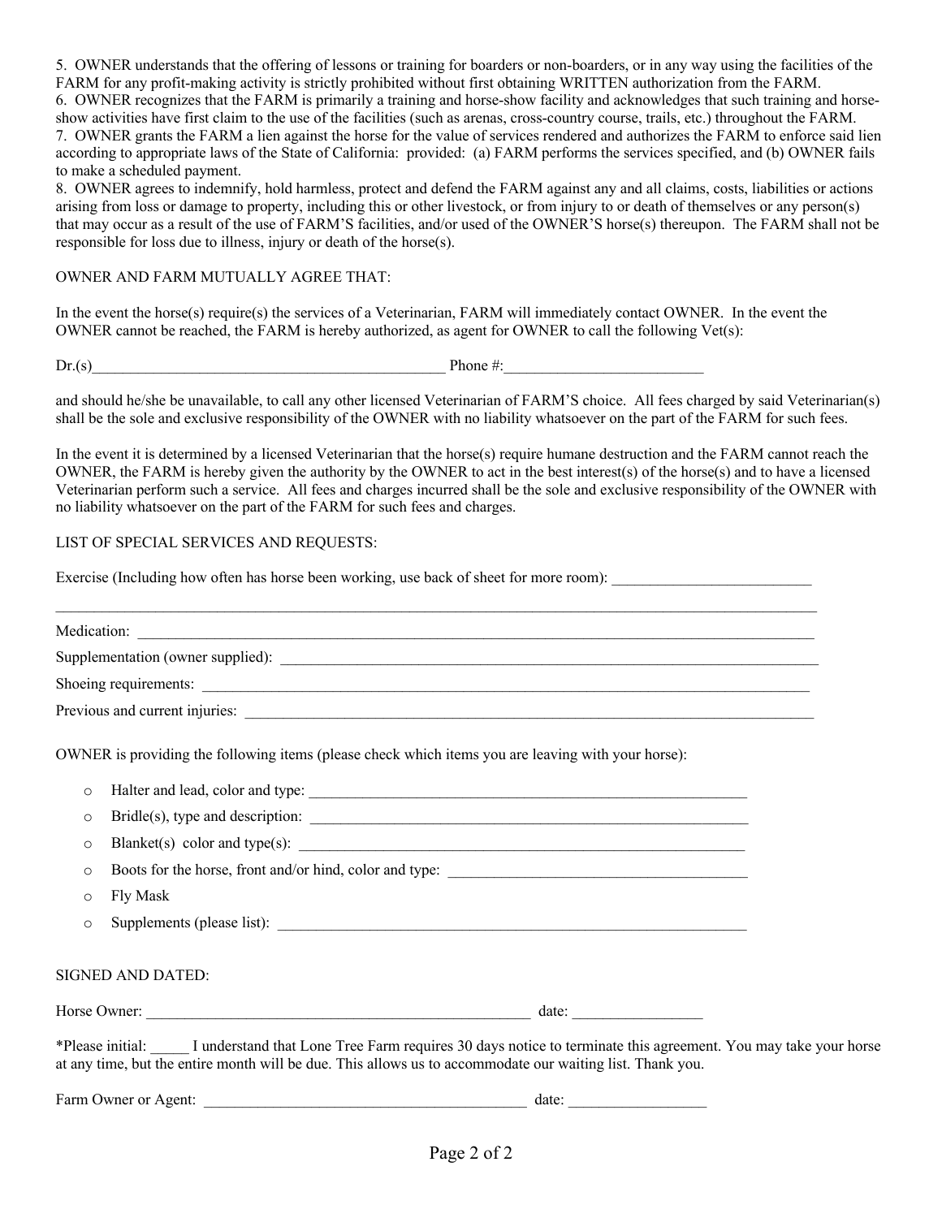5. OWNER understands that the offering of lessons or training for boarders or non-boarders, or in any way using the facilities of the FARM for any profit-making activity is strictly prohibited without first obtaining WRITTEN authorization from the FARM.
6. OWNER recognizes that the FARM is primarily a training and horse-show facility and acknowledges that such training and horse-show activities have first claim to the use of the facilities (such as arenas, cross-country course, trails, etc.) throughout the FARM.
7. OWNER grants the FARM a lien against the horse for the value of services rendered and authorizes the FARM to enforce said lien according to appropriate laws of the State of California: provided: (a) FARM performs the services specified, and (b) OWNER fails to make a scheduled payment.
8. OWNER agrees to indemnify, hold harmless, protect and defend the FARM against any and all claims, costs, liabilities or actions arising from loss or damage to property, including this or other livestock, or from injury to or death of themselves or any person(s) that may occur as a result of the use of FARM'S facilities, and/or used of the OWNER'S horse(s) thereupon. The FARM shall not be responsible for loss due to illness, injury or death of the horse(s).

OWNER AND FARM MUTUALLY AGREE THAT:

In the event the horse(s) require(s) the services of a Veterinarian, FARM will immediately contact OWNER. In the event the OWNER cannot be reached, the FARM is hereby authorized, as agent for OWNER to call the following Vet(s):

Dr.(s)_______________________________________________ Phone #:__________________________

and should he/she be unavailable, to call any other licensed Veterinarian of FARM'S choice. All fees charged by said Veterinarian(s) shall be the sole and exclusive responsibility of the OWNER with no liability whatsoever on the part of the FARM for such fees.

In the event it is determined by a licensed Veterinarian that the horse(s) require humane destruction and the FARM cannot reach the OWNER, the FARM is hereby given the authority by the OWNER to act in the best interest(s) of the horse(s) and to have a licensed Veterinarian perform such a service. All fees and charges incurred shall be the sole and exclusive responsibility of the OWNER with no liability whatsoever on the part of the FARM for such fees and charges.

LIST OF SPECIAL SERVICES AND REQUESTS:

Exercise (Including how often has horse been working, use back of sheet for more room): __________________________

_____________________________________________________________________________________________

Medication: _______________________________________________________________________________

Supplementation (owner supplied): ____________________________________________________________

Shoeing requirements: _____________________________________________________________________

Previous and current injuries: _______________________________________________________________

OWNER is providing the following items (please check which items you are leaving with your horse):

- Halter and lead, color and type: ______________________________________________
- Bridle(s), type and description: ______________________________________________
- Blanket(s) color and type(s): ________________________________________________
- Boots for the horse, front and/or hind, color and type: ___________________________
- Fly Mask
- Supplements (please list): __________________________________________________

SIGNED AND DATED:

Horse Owner: _____________________________________________ date: ________________

*Please initial: _____ I understand that Lone Tree Farm requires 30 days notice to terminate this agreement. You may take your horse at any time, but the entire month will be due. This allows us to accommodate our waiting list. Thank you.

Farm Owner or Agent: ______________________________________ date: __________________